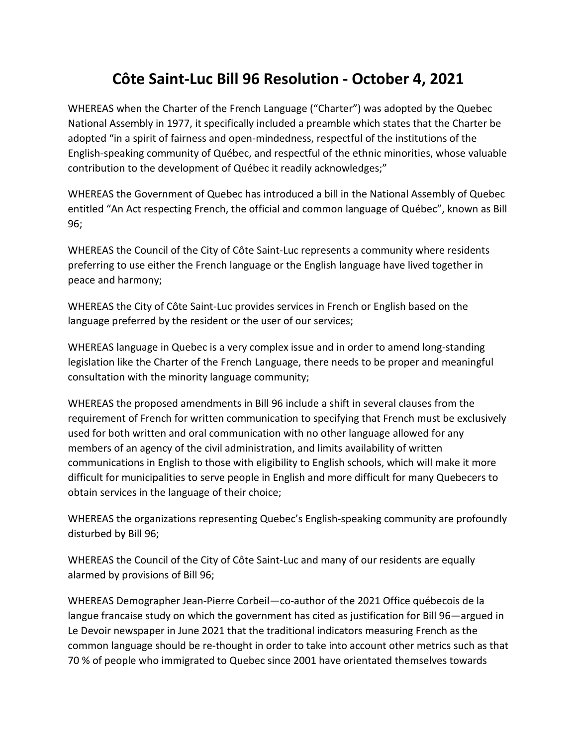# Côte Saint-Luc Bill 96 Resolution - October 4, 2021

WHEREAS when the Charter of the French Language ("Charter") was adopted by the Quebec National Assembly in 1977, it specifically included a preamble which states that the Charter be adopted "in a spirit of fairness and open-mindedness, respectful of the institutions of the English-speaking community of Québec, and respectful of the ethnic minorities, whose valuable contribution to the development of Québec it readily acknowledges;"

WHEREAS the Government of Quebec has introduced a bill in the National Assembly of Quebec entitled "An Act respecting French, the official and common language of Québec", known as Bill 96;

WHEREAS the Council of the City of Côte Saint-Luc represents a community where residents preferring to use either the French language or the English language have lived together in peace and harmony;

WHEREAS the City of Côte Saint-Luc provides services in French or English based on the language preferred by the resident or the user of our services;

WHEREAS language in Quebec is a very complex issue and in order to amend long-standing legislation like the Charter of the French Language, there needs to be proper and meaningful consultation with the minority language community;

WHEREAS the proposed amendments in Bill 96 include a shift in several clauses from the requirement of French for written communication to specifying that French must be exclusively used for both written and oral communication with no other language allowed for any members of an agency of the civil administration, and limits availability of written communications in English to those with eligibility to English schools, which will make it more difficult for municipalities to serve people in English and more difficult for many Quebecers to obtain services in the language of their choice;

WHEREAS the organizations representing Quebec's English-speaking community are profoundly disturbed by Bill 96;

WHEREAS the Council of the City of Côte Saint-Luc and many of our residents are equally alarmed by provisions of Bill 96;

WHEREAS Demographer Jean-Pierre Corbeil—co-author of the 2021 Office québecois de la langue francaise study on which the government has cited as justification for Bill 96—argued in Le Devoir newspaper in June 2021 that the traditional indicators measuring French as the common language should be re-thought in order to take into account other metrics such as that 70 % of people who immigrated to Quebec since 2001 have orientated themselves towards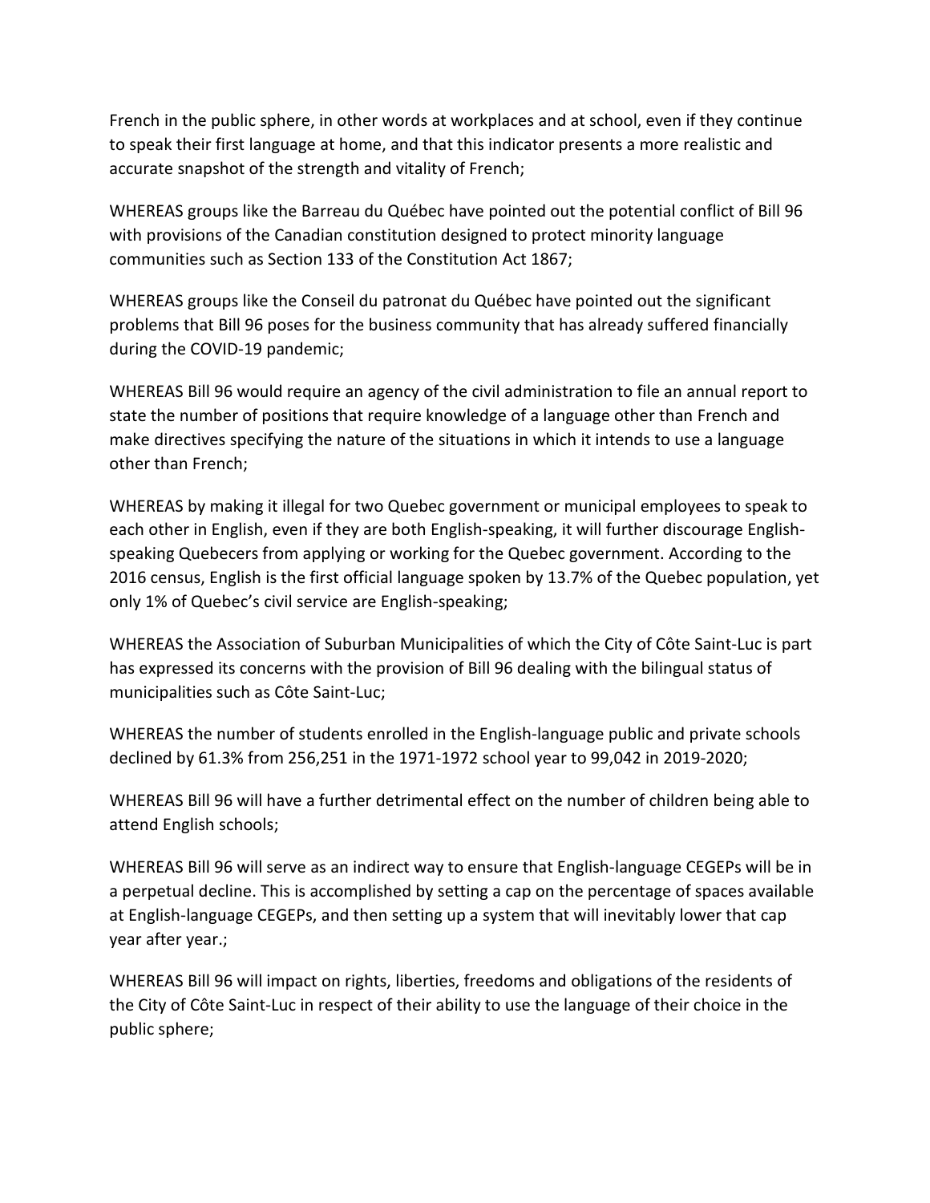French in the public sphere, in other words at workplaces and at school, even if they continue to speak their first language at home, and that this indicator presents a more realistic and accurate snapshot of the strength and vitality of French;

WHEREAS groups like the Barreau du Québec have pointed out the potential conflict of Bill 96 with provisions of the Canadian constitution designed to protect minority language communities such as Section 133 of the Constitution Act 1867;

WHEREAS groups like the Conseil du patronat du Québec have pointed out the significant problems that Bill 96 poses for the business community that has already suffered financially during the COVID-19 pandemic;

WHEREAS Bill 96 would require an agency of the civil administration to file an annual report to state the number of positions that require knowledge of a language other than French and make directives specifying the nature of the situations in which it intends to use a language other than French;

WHEREAS by making it illegal for two Quebec government or municipal employees to speak to each other in English, even if they are both English-speaking, it will further discourage English-speaking Quebecers from applying or working for the Quebec government. According to the 2016 census, English is the first official language spoken by 13.7% of the Quebec population, yet only 1% of Quebec's civil service are English-speaking;

WHEREAS the Association of Suburban Municipalities of which the City of Côte Saint-Luc is part has expressed its concerns with the provision of Bill 96 dealing with the bilingual status of municipalities such as Côte Saint-Luc;

WHEREAS the number of students enrolled in the English-language public and private schools declined by 61.3% from 256,251 in the 1971-1972 school year to 99,042 in 2019-2020;

WHEREAS Bill 96 will have a further detrimental effect on the number of children being able to attend English schools;

WHEREAS Bill 96 will serve as an indirect way to ensure that English-language CEGEPs will be in a perpetual decline. This is accomplished by setting a cap on the percentage of spaces available at English-language CEGEPs, and then setting up a system that will inevitably lower that cap year after year.;

WHEREAS Bill 96 will impact on rights, liberties, freedoms and obligations of the residents of the City of Côte Saint-Luc in respect of their ability to use the language of their choice in the public sphere;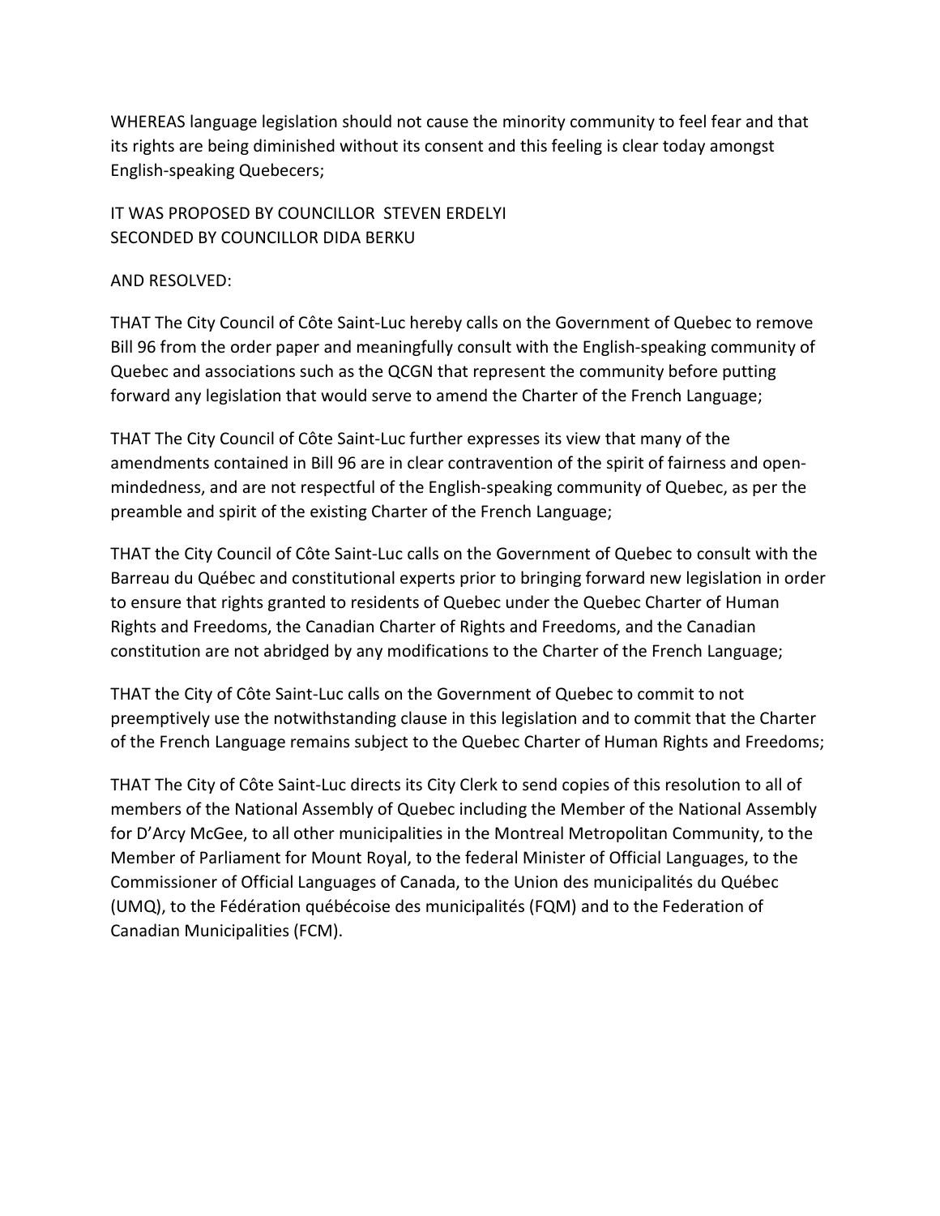WHEREAS language legislation should not cause the minority community to feel fear and that its rights are being diminished without its consent and this feeling is clear today amongst English-speaking Quebecers;

IT WAS PROPOSED BY COUNCILLOR STEVEN ERDELYI
SECONDED BY COUNCILLOR DIDA BERKU

AND RESOLVED:

THAT The City Council of Côte Saint-Luc hereby calls on the Government of Quebec to remove Bill 96 from the order paper and meaningfully consult with the English-speaking community of Quebec and associations such as the QCGN that represent the community before putting forward any legislation that would serve to amend the Charter of the French Language;

THAT The City Council of Côte Saint-Luc further expresses its view that many of the amendments contained in Bill 96 are in clear contravention of the spirit of fairness and open-mindedness, and are not respectful of the English-speaking community of Quebec, as per the preamble and spirit of the existing Charter of the French Language;

THAT the City Council of Côte Saint-Luc calls on the Government of Quebec to consult with the Barreau du Québec and constitutional experts prior to bringing forward new legislation in order to ensure that rights granted to residents of Quebec under the Quebec Charter of Human Rights and Freedoms, the Canadian Charter of Rights and Freedoms, and the Canadian constitution are not abridged by any modifications to the Charter of the French Language;

THAT the City of Côte Saint-Luc calls on the Government of Quebec to commit to not preemptively use the notwithstanding clause in this legislation and to commit that the Charter of the French Language remains subject to the Quebec Charter of Human Rights and Freedoms;

THAT The City of Côte Saint-Luc directs its City Clerk to send copies of this resolution to all of members of the National Assembly of Quebec including the Member of the National Assembly for D'Arcy McGee, to all other municipalities in the Montreal Metropolitan Community, to the Member of Parliament for Mount Royal, to the federal Minister of Official Languages, to the Commissioner of Official Languages of Canada, to the Union des municipalités du Québec (UMQ), to the Fédération québécoise des municipalités (FQM) and to the Federation of Canadian Municipalities (FCM).